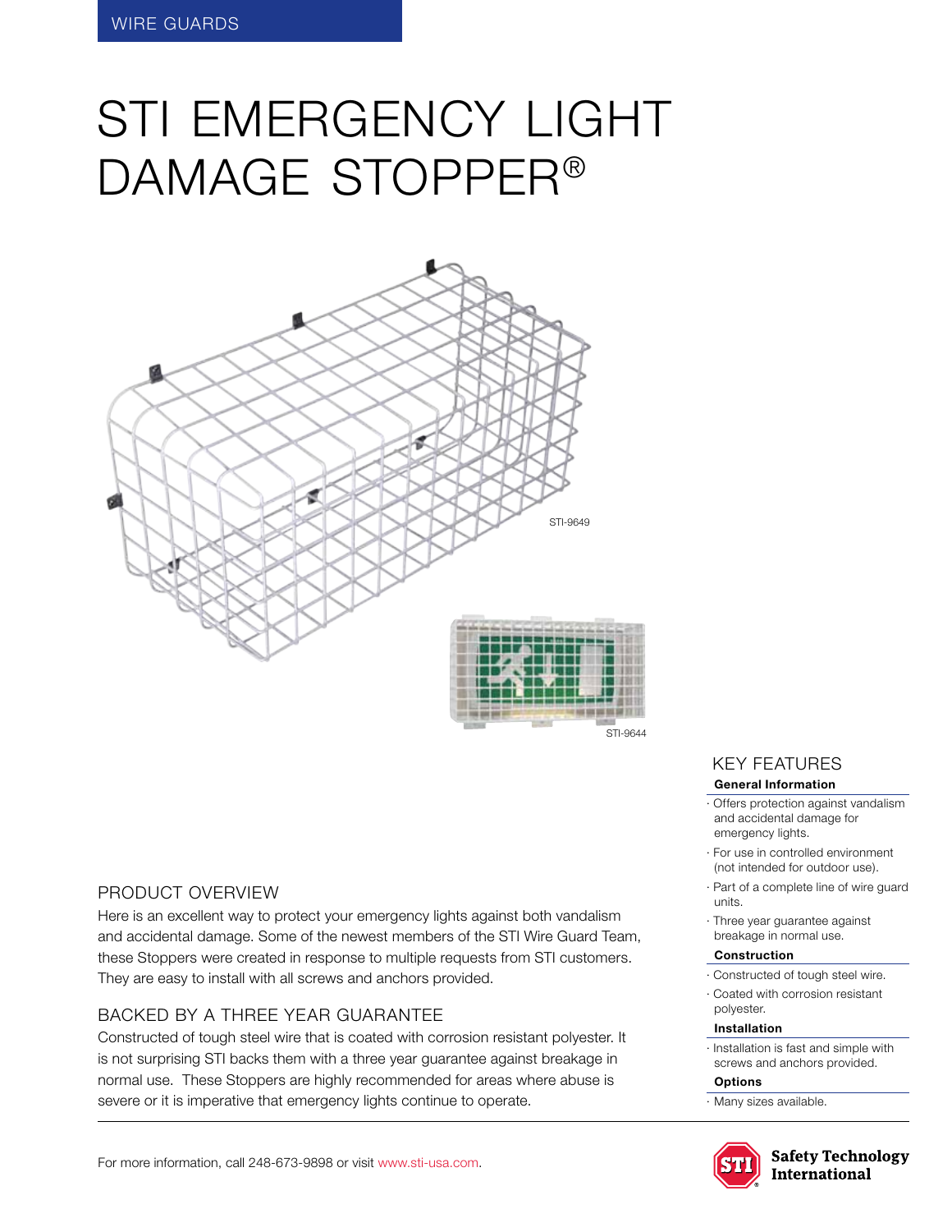WIRE GUARDS

# STI EMERGENCY LIGHT DAMAGE STOPPER®

STI-9649

STI-9644

## PRODUCT OVERVIEW

Here is an excellent way to protect your emergency lights against both vandalism and accidental damage. Some of the newest members of the STI Wire Guard Team, these Stoppers were created in response to multiple requests from STI customers. They are easy to install with all screws and anchors provided.

## BACKED BY A THREE YEAR GUARANTEE

Constructed of tough steel wire that is coated with corrosion resistant polyester. It is not surprising STI backs them with a three year guarantee against breakage in normal use. These Stoppers are highly recommended for areas where abuse is severe or it is imperative that emergency lights continue to operate.

## KEY FEATURES

**General Information**

- Offers protection against vandalism and accidental damage for emergency lights.
- For use in controlled environment (not intended for outdoor use).
- Part of a complete line of wire guard units.
- Three year guarantee against breakage in normal use.

**Construction**

- Constructed of tough steel wire.
- Coated with corrosion resistant polyester.

**Installation**

- Installation is fast and simple with screws and anchors provided.

**Options**

- Many sizes available.

For more information, call 248-673-9898 or visit www.sti-usa.com.

Safety Technology International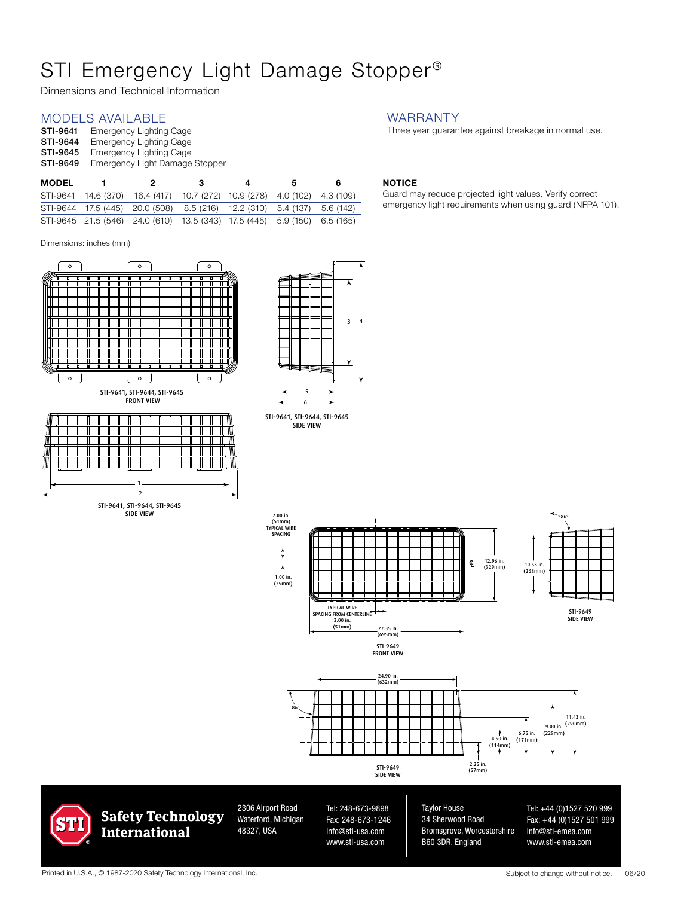# STI Emergency Light Damage Stopper®

Dimensions and Technical Information

## MODELS AVAILABLE

**STI-9641** Emergency Lighting Cage
**STI-9644** Emergency Lighting Cage
**STI-9645** Emergency Lighting Cage
**STI-9649** Emergency Light Damage Stopper

| MODEL | 1 | 2 | 3 | 4 | 5 | 6 |
|---|---|---|---|---|---|---|
| STI-9641 | 14.6 (370) | 16.4 (417) | 10.7 (272) | 10.9 (278) | 4.0 (102) | 4.3 (109) |
| STI-9644 | 17.5 (445) | 20.0 (508) | 8.5 (216) | 12.2 (310) | 5.4 (137) | 5.6 (142) |
| STI-9645 | 21.5 (546) | 24.0 (610) | 13.5 (343) | 17.5 (445) | 5.9 (150) | 6.5 (165) |

Dimensions: inches (mm)

## WARRANTY

Three year guarantee against breakage in normal use.

**NOTICE**

Guard may reduce projected light values. Verify correct emergency light requirements when using guard (NFPA 101).

STI-9641, STI-9644, STI-9645
FRONT VIEW

3
4
5
6

STI-9641, STI-9644, STI-9645
SIDE VIEW

1
2

STI-9641, STI-9644, STI-9645
SIDE VIEW

2.00 in. (51mm) TYPICAL WIRE SPACING
1.00 in. (25mm)
TYPICAL WIRE SPACING FROM CENTERLINE 2.00 in. (51mm)
12.96 in. (329mm)
27.35 in. (695mm)

STI-9649
FRONT VIEW

86°
10.53 in. (268mm)

STI-9649
SIDE VIEW

24.90 in. (632mm)
86°
11.43 in. (290mm)
9.00 in. (229mm)
6.75 in. (171mm)
4.50 in. (114mm)
2.25 in. (57mm)

STI-9649
SIDE VIEW

**Safety Technology International**

2306 Airport Road
Waterford, Michigan
48327, USA

Tel: 248-673-9898
Fax: 248-673-1246
info@sti-usa.com
www.sti-usa.com

Taylor House
34 Sherwood Road
Bromsgrove, Worcestershire
B60 3DR, England

Tel: +44 (0)1527 520 999
Fax: +44 (0)1527 501 999
info@sti-emea.com
www.sti-emea.com

Printed in U.S.A., © 1987-2020 Safety Technology International, Inc.

Subject to change without notice. 06/20